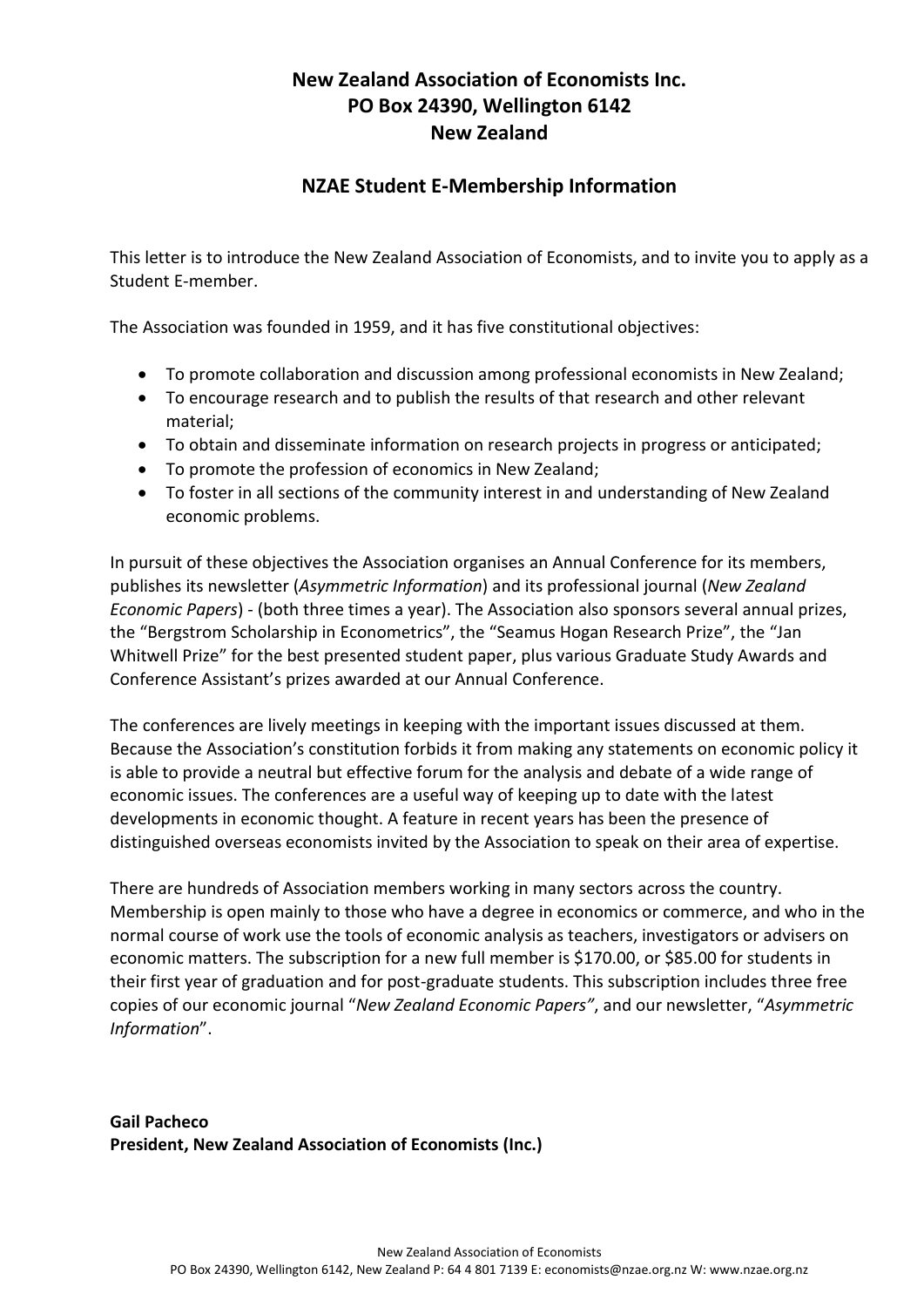**New Zealand Association of Economists Inc.**
**PO Box 24390, Wellington 6142**
**New Zealand**

## NZAE Student E-Membership Information

This letter is to introduce the New Zealand Association of Economists, and to invite you to apply as a Student E-member.

The Association was founded in 1959, and it has five constitutional objectives:

- To promote collaboration and discussion among professional economists in New Zealand;
- To encourage research and to publish the results of that research and other relevant material;
- To obtain and disseminate information on research projects in progress or anticipated;
- To promote the profession of economics in New Zealand;
- To foster in all sections of the community interest in and understanding of New Zealand economic problems.

In pursuit of these objectives the Association organises an Annual Conference for its members, publishes its newsletter (*Asymmetric Information*) and its professional journal (*New Zealand Economic Papers*) - (both three times a year). The Association also sponsors several annual prizes, the "Bergstrom Scholarship in Econometrics", the "Seamus Hogan Research Prize", the "Jan Whitwell Prize" for the best presented student paper, plus various Graduate Study Awards and Conference Assistant's prizes awarded at our Annual Conference.

The conferences are lively meetings in keeping with the important issues discussed at them. Because the Association's constitution forbids it from making any statements on economic policy it is able to provide a neutral but effective forum for the analysis and debate of a wide range of economic issues. The conferences are a useful way of keeping up to date with the latest developments in economic thought. A feature in recent years has been the presence of distinguished overseas economists invited by the Association to speak on their area of expertise.

There are hundreds of Association members working in many sectors across the country. Membership is open mainly to those who have a degree in economics or commerce, and who in the normal course of work use the tools of economic analysis as teachers, investigators or advisers on economic matters. The subscription for a new full member is $170.00, or $85.00 for students in their first year of graduation and for post-graduate students. This subscription includes three free copies of our economic journal "*New Zealand Economic Papers"*, and our newsletter, "*Asymmetric Information*".

**Gail Pacheco**
**President, New Zealand Association of Economists (Inc.)**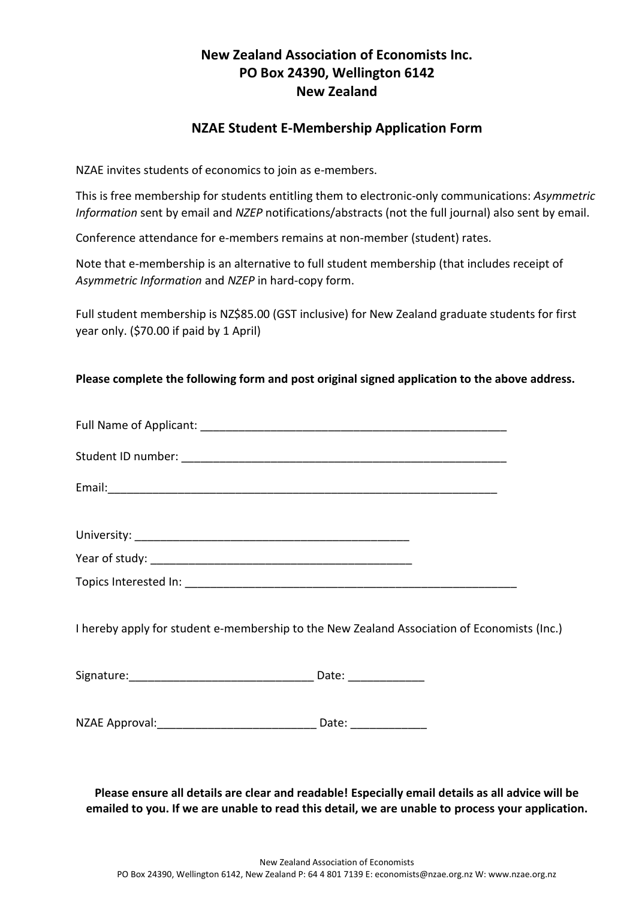**New Zealand Association of Economists Inc.**
**PO Box 24390, Wellington 6142**
**New Zealand**

## NZAE Student E-Membership Application Form

NZAE invites students of economics to join as e-members.

This is free membership for students entitling them to electronic-only communications: *Asymmetric Information* sent by email and *NZEP* notifications/abstracts (not the full journal) also sent by email.

Conference attendance for e-members remains at non-member (student) rates.

Note that e-membership is an alternative to full student membership (that includes receipt of *Asymmetric Information* and *NZEP* in hard-copy form.

Full student membership is NZ$85.00 (GST inclusive) for New Zealand graduate students for first year only. ($70.00 if paid by 1 April)

**Please complete the following form and post original signed application to the above address.**

Full Name of Applicant: ___________________________________________________

Student ID number: _____________________________________________________

Email:_______________________________________________________________

University: ____________________________________________

Year of study: __________________________________________

Topics Interested In: _____________________________________________________

I hereby apply for student e-membership to the New Zealand Association of Economists (Inc.)

Signature:_____________________________ Date: ____________

NZAE Approval:_________________________ Date: ____________

**Please ensure all details are clear and readable! Especially email details as all advice will be emailed to you. If we are unable to read this detail, we are unable to process your application.**

New Zealand Association of Economists
PO Box 24390, Wellington 6142, New Zealand P: 64 4 801 7139 E: economists@nzae.org.nz W: www.nzae.org.nz